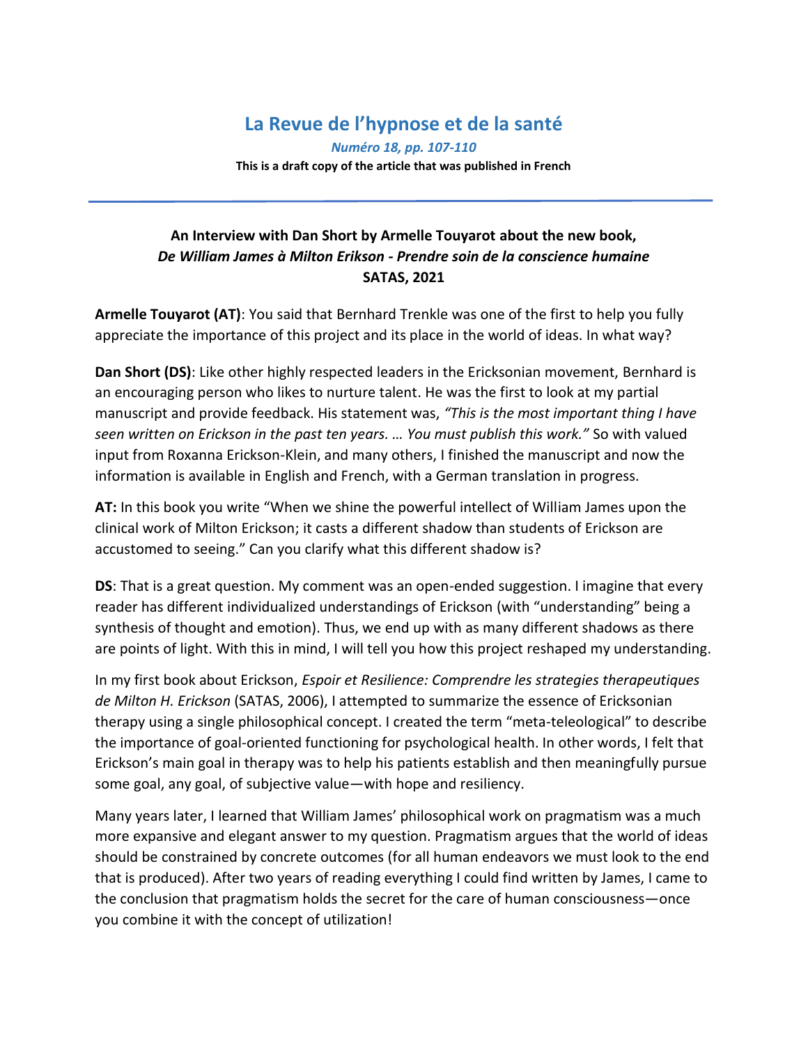# La Revue de l'hypnose et de la santé

*Numéro 18, pp. 107-110*

**This is a draft copy of the article that was published in French**

---

### An Interview with Dan Short by Armelle Touyarot about the new book, *De William James à Milton Erikson - Prendre soin de la conscience humaine* SATAS, 2021

**Armelle Touyarot (AT)**: You said that Bernhard Trenkle was one of the first to help you fully appreciate the importance of this project and its place in the world of ideas. In what way?

**Dan Short (DS)**: Like other highly respected leaders in the Ericksonian movement, Bernhard is an encouraging person who likes to nurture talent. He was the first to look at my partial manuscript and provide feedback. His statement was, *"This is the most important thing I have seen written on Erickson in the past ten years. … You must publish this work."* So with valued input from Roxanna Erickson-Klein, and many others, I finished the manuscript and now the information is available in English and French, with a German translation in progress.

**AT:** In this book you write "When we shine the powerful intellect of William James upon the clinical work of Milton Erickson; it casts a different shadow than students of Erickson are accustomed to seeing." Can you clarify what this different shadow is?

**DS**: That is a great question. My comment was an open-ended suggestion. I imagine that every reader has different individualized understandings of Erickson (with "understanding" being a synthesis of thought and emotion). Thus, we end up with as many different shadows as there are points of light. With this in mind, I will tell you how this project reshaped my understanding.

In my first book about Erickson, *Espoir et Resilience: Comprendre les strategies therapeutiques de Milton H. Erickson* (SATAS, 2006), I attempted to summarize the essence of Ericksonian therapy using a single philosophical concept. I created the term "meta-teleological" to describe the importance of goal-oriented functioning for psychological health. In other words, I felt that Erickson's main goal in therapy was to help his patients establish and then meaningfully pursue some goal, any goal, of subjective value—with hope and resiliency.

Many years later, I learned that William James' philosophical work on pragmatism was a much more expansive and elegant answer to my question. Pragmatism argues that the world of ideas should be constrained by concrete outcomes (for all human endeavors we must look to the end that is produced). After two years of reading everything I could find written by James, I came to the conclusion that pragmatism holds the secret for the care of human consciousness—once you combine it with the concept of utilization!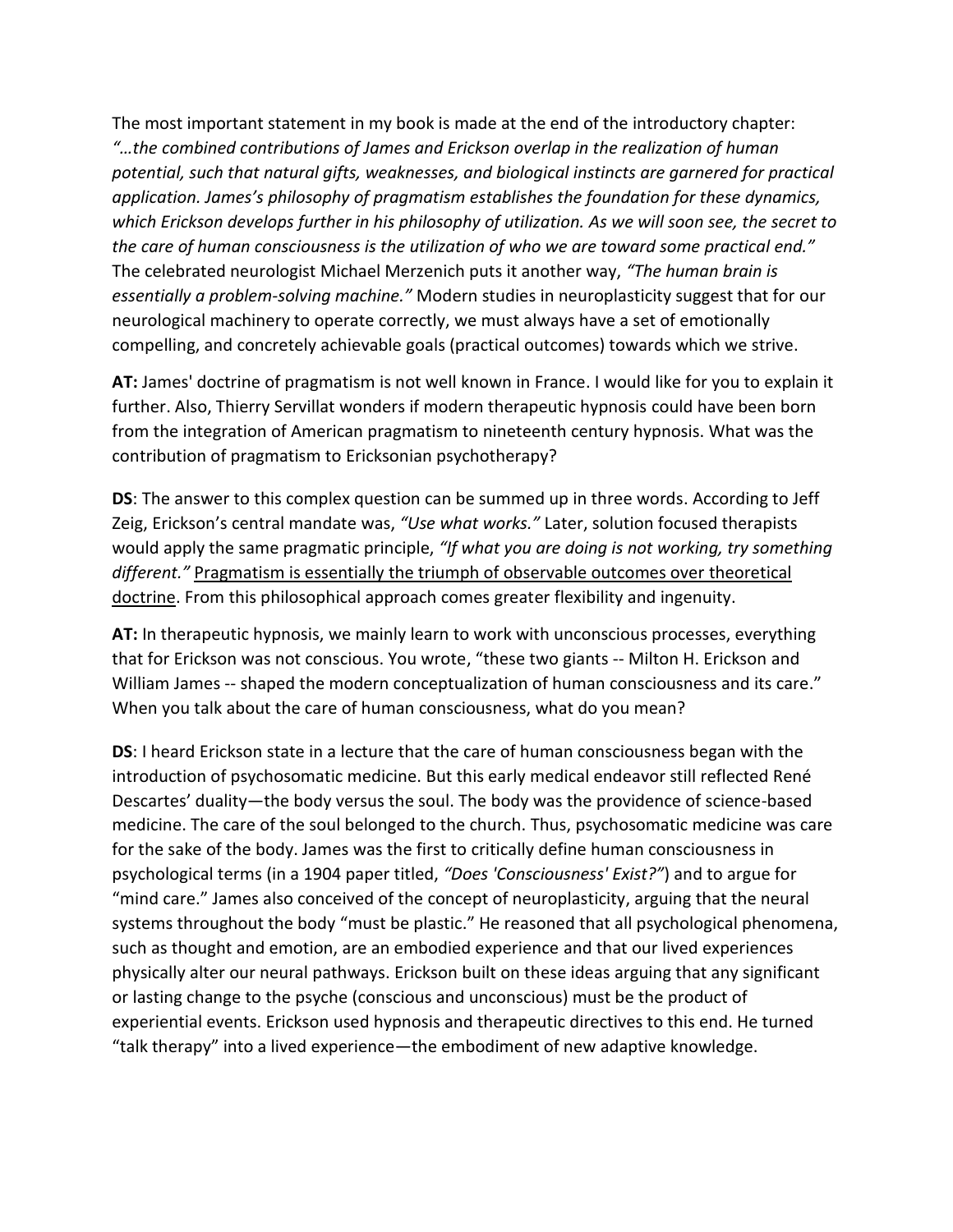The most important statement in my book is made at the end of the introductory chapter: *"…the combined contributions of James and Erickson overlap in the realization of human potential, such that natural gifts, weaknesses, and biological instincts are garnered for practical application. James's philosophy of pragmatism establishes the foundation for these dynamics, which Erickson develops further in his philosophy of utilization. As we will soon see, the secret to the care of human consciousness is the utilization of who we are toward some practical end."* The celebrated neurologist Michael Merzenich puts it another way, *"The human brain is essentially a problem-solving machine."* Modern studies in neuroplasticity suggest that for our neurological machinery to operate correctly, we must always have a set of emotionally compelling, and concretely achievable goals (practical outcomes) towards which we strive.

**AT:** James' doctrine of pragmatism is not well known in France. I would like for you to explain it further. Also, Thierry Servillat wonders if modern therapeutic hypnosis could have been born from the integration of American pragmatism to nineteenth century hypnosis. What was the contribution of pragmatism to Ericksonian psychotherapy?

**DS**: The answer to this complex question can be summed up in three words. According to Jeff Zeig, Erickson's central mandate was, *"Use what works."* Later, solution focused therapists would apply the same pragmatic principle, *"If what you are doing is not working, try something different."* <u>Pragmatism is essentially the triumph of observable outcomes over theoretical doctrine</u>. From this philosophical approach comes greater flexibility and ingenuity.

**AT:** In therapeutic hypnosis, we mainly learn to work with unconscious processes, everything that for Erickson was not conscious. You wrote, "these two giants -- Milton H. Erickson and William James -- shaped the modern conceptualization of human consciousness and its care." When you talk about the care of human consciousness, what do you mean?

**DS**: I heard Erickson state in a lecture that the care of human consciousness began with the introduction of psychosomatic medicine. But this early medical endeavor still reflected René Descartes' duality—the body versus the soul. The body was the providence of science-based medicine. The care of the soul belonged to the church. Thus, psychosomatic medicine was care for the sake of the body. James was the first to critically define human consciousness in psychological terms (in a 1904 paper titled, *"Does 'Consciousness' Exist?"*) and to argue for "mind care." James also conceived of the concept of neuroplasticity, arguing that the neural systems throughout the body "must be plastic." He reasoned that all psychological phenomena, such as thought and emotion, are an embodied experience and that our lived experiences physically alter our neural pathways. Erickson built on these ideas arguing that any significant or lasting change to the psyche (conscious and unconscious) must be the product of experiential events. Erickson used hypnosis and therapeutic directives to this end. He turned "talk therapy" into a lived experience—the embodiment of new adaptive knowledge.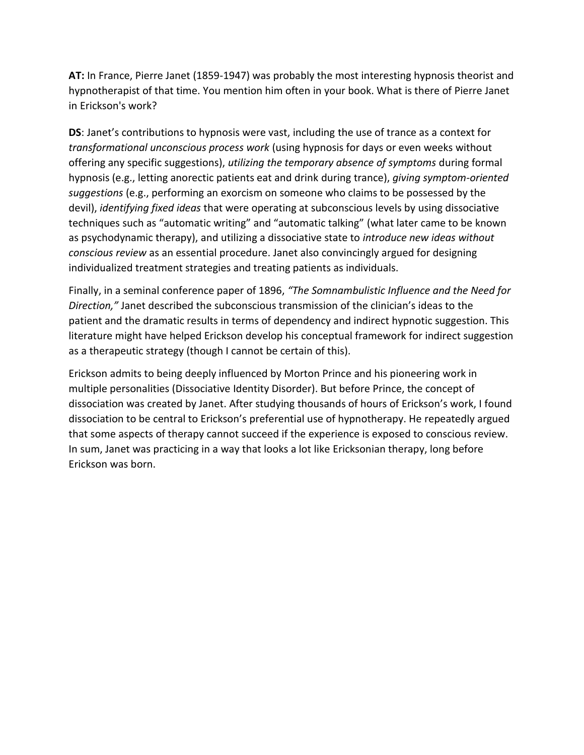**AT:** In France, Pierre Janet (1859-1947) was probably the most interesting hypnosis theorist and hypnotherapist of that time. You mention him often in your book. What is there of Pierre Janet in Erickson's work?

**DS**: Janet's contributions to hypnosis were vast, including the use of trance as a context for *transformational unconscious process work* (using hypnosis for days or even weeks without offering any specific suggestions), *utilizing the temporary absence of symptoms* during formal hypnosis (e.g., letting anorectic patients eat and drink during trance), *giving symptom-oriented suggestions* (e.g., performing an exorcism on someone who claims to be possessed by the devil), *identifying fixed ideas* that were operating at subconscious levels by using dissociative techniques such as "automatic writing" and "automatic talking" (what later came to be known as psychodynamic therapy), and utilizing a dissociative state to *introduce new ideas without conscious review* as an essential procedure. Janet also convincingly argued for designing individualized treatment strategies and treating patients as individuals.

Finally, in a seminal conference paper of 1896, *"The Somnambulistic Influence and the Need for Direction,"* Janet described the subconscious transmission of the clinician's ideas to the patient and the dramatic results in terms of dependency and indirect hypnotic suggestion. This literature might have helped Erickson develop his conceptual framework for indirect suggestion as a therapeutic strategy (though I cannot be certain of this).

Erickson admits to being deeply influenced by Morton Prince and his pioneering work in multiple personalities (Dissociative Identity Disorder). But before Prince, the concept of dissociation was created by Janet. After studying thousands of hours of Erickson's work, I found dissociation to be central to Erickson's preferential use of hypnotherapy. He repeatedly argued that some aspects of therapy cannot succeed if the experience is exposed to conscious review. In sum, Janet was practicing in a way that looks a lot like Ericksonian therapy, long before Erickson was born.